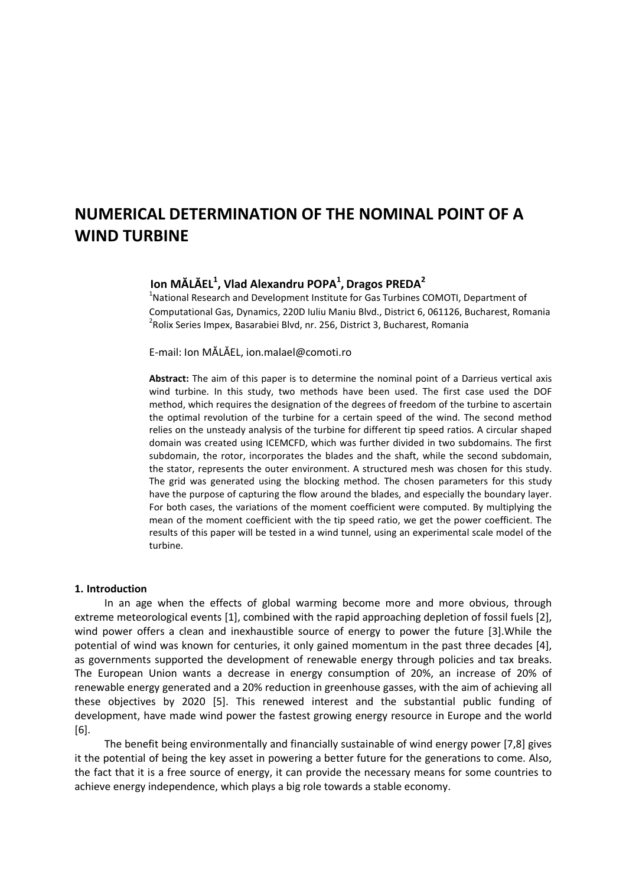# NUMERICAL DETERMINATION OF THE NOMINAL POINT OF A WIND TURBINE

**Ion MĂLĂEL[1], Vlad Alexandru POPA[1], Dragos PREDA[2]**

[1]National Research and Development Institute for Gas Turbines COMOTI, Department of Computational Gas, Dynamics, 220D Iuliu Maniu Blvd., District 6, 061126, Bucharest, Romania
[2]Rolix Series Impex, Basarabiei Blvd, nr. 256, District 3, Bucharest, Romania

E-mail: Ion MĂLĂEL, ion.malael@comoti.ro

**Abstract:** The aim of this paper is to determine the nominal point of a Darrieus vertical axis wind turbine. In this study, two methods have been used. The first case used the DOF method, which requires the designation of the degrees of freedom of the turbine to ascertain the optimal revolution of the turbine for a certain speed of the wind. The second method relies on the unsteady analysis of the turbine for different tip speed ratios. A circular shaped domain was created using ICEMCFD, which was further divided in two subdomains. The first subdomain, the rotor, incorporates the blades and the shaft, while the second subdomain, the stator, represents the outer environment. A structured mesh was chosen for this study. The grid was generated using the blocking method. The chosen parameters for this study have the purpose of capturing the flow around the blades, and especially the boundary layer. For both cases, the variations of the moment coefficient were computed. By multiplying the mean of the moment coefficient with the tip speed ratio, we get the power coefficient. The results of this paper will be tested in a wind tunnel, using an experimental scale model of the turbine.

## 1. Introduction

In an age when the effects of global warming become more and more obvious, through extreme meteorological events [1], combined with the rapid approaching depletion of fossil fuels [2], wind power offers a clean and inexhaustible source of energy to power the future [3].While the potential of wind was known for centuries, it only gained momentum in the past three decades [4], as governments supported the development of renewable energy through policies and tax breaks. The European Union wants a decrease in energy consumption of 20%, an increase of 20% of renewable energy generated and a 20% reduction in greenhouse gasses, with the aim of achieving all these objectives by 2020 [5]. This renewed interest and the substantial public funding of development, have made wind power the fastest growing energy resource in Europe and the world [6].

The benefit being environmentally and financially sustainable of wind energy power [7,8] gives it the potential of being the key asset in powering a better future for the generations to come. Also, the fact that it is a free source of energy, it can provide the necessary means for some countries to achieve energy independence, which plays a big role towards a stable economy.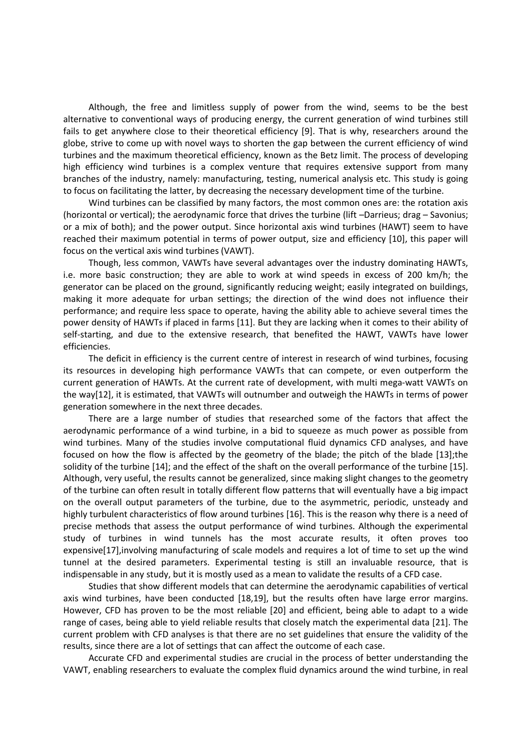Although, the free and limitless supply of power from the wind, seems to be the best alternative to conventional ways of producing energy, the current generation of wind turbines still fails to get anywhere close to their theoretical efficiency [9]. That is why, researchers around the globe, strive to come up with novel ways to shorten the gap between the current efficiency of wind turbines and the maximum theoretical efficiency, known as the Betz limit. The process of developing high efficiency wind turbines is a complex venture that requires extensive support from many branches of the industry, namely: manufacturing, testing, numerical analysis etc. This study is going to focus on facilitating the latter, by decreasing the necessary development time of the turbine.

Wind turbines can be classified by many factors, the most common ones are: the rotation axis (horizontal or vertical); the aerodynamic force that drives the turbine (lift –Darrieus; drag – Savonius; or a mix of both); and the power output. Since horizontal axis wind turbines (HAWT) seem to have reached their maximum potential in terms of power output, size and efficiency [10], this paper will focus on the vertical axis wind turbines (VAWT).

Though, less common, VAWTs have several advantages over the industry dominating HAWTs, i.e. more basic construction; they are able to work at wind speeds in excess of 200 km/h; the generator can be placed on the ground, significantly reducing weight; easily integrated on buildings, making it more adequate for urban settings; the direction of the wind does not influence their performance; and require less space to operate, having the ability able to achieve several times the power density of HAWTs if placed in farms [11]. But they are lacking when it comes to their ability of self-starting, and due to the extensive research, that benefited the HAWT, VAWTs have lower efficiencies.

The deficit in efficiency is the current centre of interest in research of wind turbines, focusing its resources in developing high performance VAWTs that can compete, or even outperform the current generation of HAWTs. At the current rate of development, with multi mega-watt VAWTs on the way[12], it is estimated, that VAWTs will outnumber and outweigh the HAWTs in terms of power generation somewhere in the next three decades.

There are a large number of studies that researched some of the factors that affect the aerodynamic performance of a wind turbine, in a bid to squeeze as much power as possible from wind turbines. Many of the studies involve computational fluid dynamics CFD analyses, and have focused on how the flow is affected by the geometry of the blade; the pitch of the blade [13];the solidity of the turbine [14]; and the effect of the shaft on the overall performance of the turbine [15]. Although, very useful, the results cannot be generalized, since making slight changes to the geometry of the turbine can often result in totally different flow patterns that will eventually have a big impact on the overall output parameters of the turbine, due to the asymmetric, periodic, unsteady and highly turbulent characteristics of flow around turbines [16]. This is the reason why there is a need of precise methods that assess the output performance of wind turbines. Although the experimental study of turbines in wind tunnels has the most accurate results, it often proves too expensive[17],involving manufacturing of scale models and requires a lot of time to set up the wind tunnel at the desired parameters. Experimental testing is still an invaluable resource, that is indispensable in any study, but it is mostly used as a mean to validate the results of a CFD case.

Studies that show different models that can determine the aerodynamic capabilities of vertical axis wind turbines, have been conducted [18,19], but the results often have large error margins. However, CFD has proven to be the most reliable [20] and efficient, being able to adapt to a wide range of cases, being able to yield reliable results that closely match the experimental data [21]. The current problem with CFD analyses is that there are no set guidelines that ensure the validity of the results, since there are a lot of settings that can affect the outcome of each case.

Accurate CFD and experimental studies are crucial in the process of better understanding the VAWT, enabling researchers to evaluate the complex fluid dynamics around the wind turbine, in real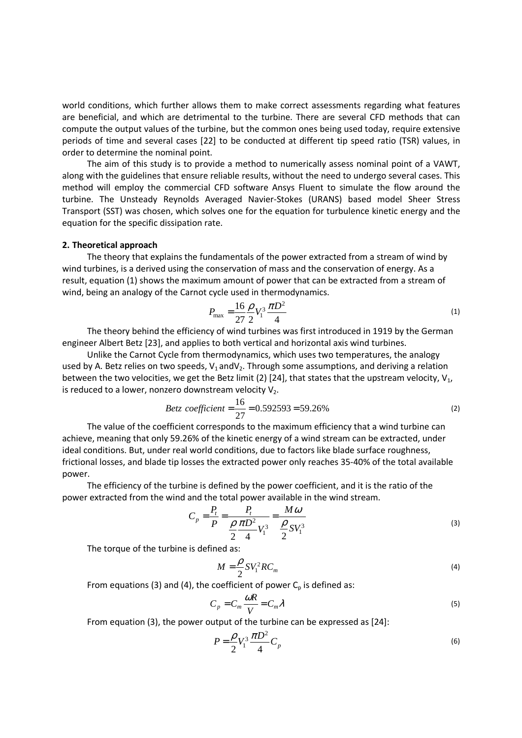world conditions, which further allows them to make correct assessments regarding what features are beneficial, and which are detrimental to the turbine. There are several CFD methods that can compute the output values of the turbine, but the common ones being used today, require extensive periods of time and several cases [22] to be conducted at different tip speed ratio (TSR) values, in order to determine the nominal point.

The aim of this study is to provide a method to numerically assess nominal point of a VAWT, along with the guidelines that ensure reliable results, without the need to undergo several cases. This method will employ the commercial CFD software Ansys Fluent to simulate the flow around the turbine. The Unsteady Reynolds Averaged Navier-Stokes (URANS) based model Sheer Stress Transport (SST) was chosen, which solves one for the equation for turbulence kinetic energy and the equation for the specific dissipation rate.

## 2. Theoretical approach

The theory that explains the fundamentals of the power extracted from a stream of wind by wind turbines, is a derived using the conservation of mass and the conservation of energy. As a result, equation (1) shows the maximum amount of power that can be extracted from a stream of wind, being an analogy of the Carnot cycle used in thermodynamics.

$$P_{\max} = \frac{16}{27}\frac{\rho}{2}V_1^3\frac{\pi D^2}{4} \tag{1}$$

The theory behind the efficiency of wind turbines was first introduced in 1919 by the German engineer Albert Betz [23], and applies to both vertical and horizontal axis wind turbines.

Unlike the Carnot Cycle from thermodynamics, which uses two temperatures, the analogy used by A. Betz relies on two speeds, $V_1$ and $V_2$. Through some assumptions, and deriving a relation between the two velocities, we get the Betz limit (2) [24], that states that the upstream velocity, $V_1$, is reduced to a lower, nonzero downstream velocity $V_2$.

$$Betz\ coefficient = \frac{16}{27} = 0.592593 = 59.26\% \tag{2}$$

The value of the coefficient corresponds to the maximum efficiency that a wind turbine can achieve, meaning that only 59.26% of the kinetic energy of a wind stream can be extracted, under ideal conditions. But, under real world conditions, due to factors like blade surface roughness, frictional losses, and blade tip losses the extracted power only reaches 35-40% of the total available power.

The efficiency of the turbine is defined by the power coefficient, and it is the ratio of the power extracted from the wind and the total power available in the wind stream.

$$C_p = \frac{P_t}{P} = \frac{P_t}{\frac{\rho}{2}\frac{\pi D^2}{4}V_1^3} = \frac{M\omega}{\frac{\rho}{2}SV_1^3} \tag{3}$$

The torque of the turbine is defined as:

$$M = \frac{\rho}{2}SV_1^2RC_m \tag{4}$$

From equations (3) and (4), the coefficient of power $C_p$ is defined as:

$$C_p = C_m\frac{\omega R}{V} = C_m\lambda \tag{5}$$

From equation (3), the power output of the turbine can be expressed as [24]:

$$P = \frac{\rho}{2}V_1^3\frac{\pi D^2}{4}C_p \tag{6}$$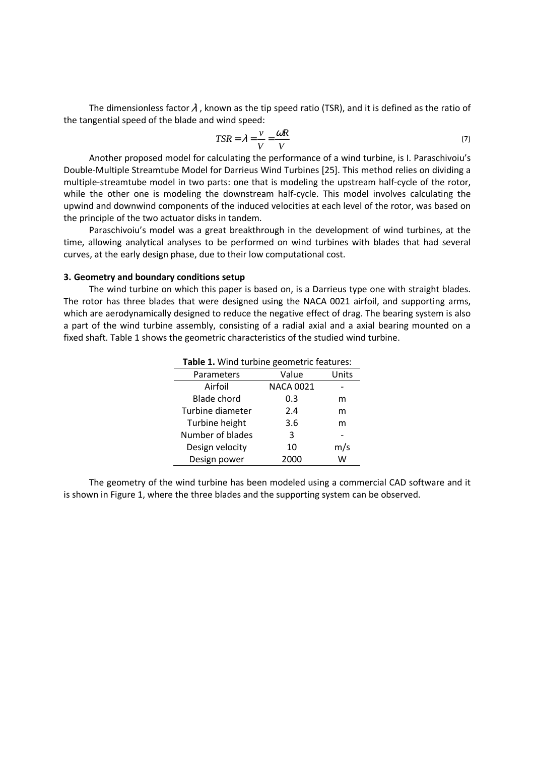The dimensionless factor $\lambda$, known as the tip speed ratio (TSR), and it is defined as the ratio of the tangential speed of the blade and wind speed:

$$TSR = \lambda = \frac{v}{V} = \frac{\omega R}{V} \tag{7}$$

Another proposed model for calculating the performance of a wind turbine, is I. Paraschivoiu's Double-Multiple Streamtube Model for Darrieus Wind Turbines [25]. This method relies on dividing a multiple-streamtube model in two parts: one that is modeling the upstream half-cycle of the rotor, while the other one is modeling the downstream half-cycle. This model involves calculating the upwind and downwind components of the induced velocities at each level of the rotor, was based on the principle of the two actuator disks in tandem.

Paraschivoiu's model was a great breakthrough in the development of wind turbines, at the time, allowing analytical analyses to be performed on wind turbines with blades that had several curves, at the early design phase, due to their low computational cost.

### 3. Geometry and boundary conditions setup

The wind turbine on which this paper is based on, is a Darrieus type one with straight blades. The rotor has three blades that were designed using the NACA 0021 airfoil, and supporting arms, which are aerodynamically designed to reduce the negative effect of drag. The bearing system is also a part of the wind turbine assembly, consisting of a radial axial and a axial bearing mounted on a fixed shaft. Table 1 shows the geometric characteristics of the studied wind turbine.

**Table 1.** Wind turbine geometric features:

| Parameters | Value | Units |
|---|---|---|
| Airfoil | NACA 0021 | - |
| Blade chord | 0.3 | m |
| Turbine diameter | 2.4 | m |
| Turbine height | 3.6 | m |
| Number of blades | 3 | - |
| Design velocity | 10 | m/s |
| Design power | 2000 | W |

The geometry of the wind turbine has been modeled using a commercial CAD software and it is shown in Figure 1, where the three blades and the supporting system can be observed.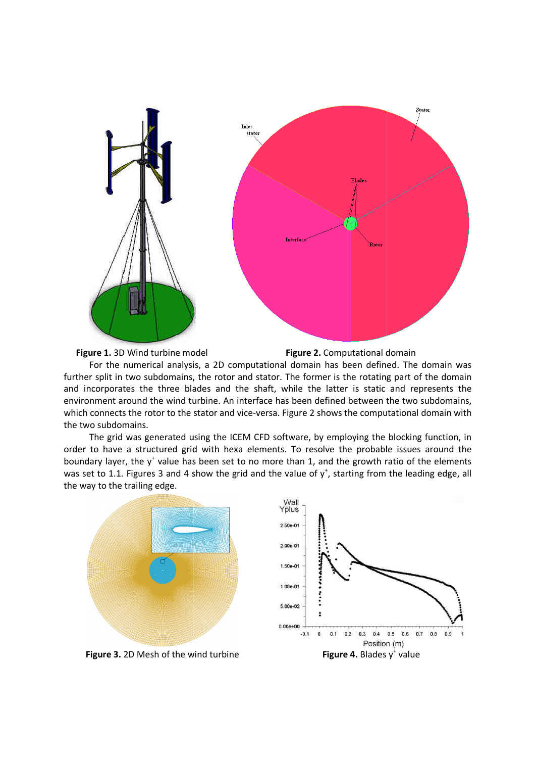**Figure 1.** 3D Wind turbine model

**Figure 2.** Computational domain

For the numerical analysis, a 2D computational domain has been defined. The domain was further split in two subdomains, the rotor and stator. The former is the rotating part of the domain and incorporates the three blades and the shaft, while the latter is static and represents the environment around the wind turbine. An interface has been defined between the two subdomains, which connects the rotor to the stator and vice-versa. Figure 2 shows the computational domain with the two subdomains.

The grid was generated using the ICEM CFD software, by employing the blocking function, in order to have a structured grid with hexa elements. To resolve the probable issues around the boundary layer, the $y^+$ value has been set to no more than 1, and the growth ratio of the elements was set to 1.1. Figures 3 and 4 show the grid and the value of $y^+$, starting from the leading edge, all the way to the trailing edge.

**Figure 3.** 2D Mesh of the wind turbine

**Figure 4.** Blades $y^+$ value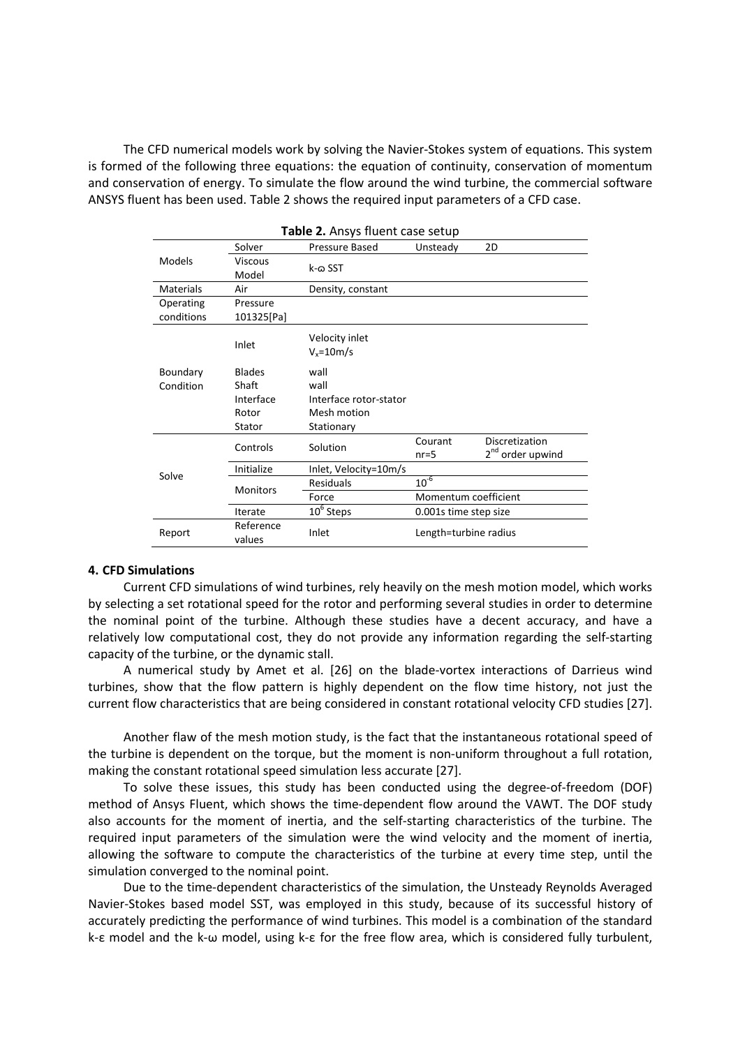The CFD numerical models work by solving the Navier-Stokes system of equations. This system is formed of the following three equations: the equation of continuity, conservation of momentum and conservation of energy. To simulate the flow around the wind turbine, the commercial software ANSYS fluent has been used. Table 2 shows the required input parameters of a CFD case.

**Table 2.** Ansys fluent case setup

| | | | | |
|---|---|---|---|---|
| Models | Solver | Pressure Based | Unsteady | 2D |
| | Viscous Model | k-ω SST | | |
| Materials | Air | Density, constant | | |
| Operating conditions | Pressure 101325[Pa] | | | |
| Boundary Condition | Inlet | Velocity inlet $V_x$=10m/s | | |
| | Blades | wall | | |
| | Shaft | wall | | |
| | Interface | Interface rotor-stator | | |
| | Rotor | Mesh motion | | |
| | Stator | Stationary | | |
| Solve | Controls | Solution | Courant nr=5 | Discretization $2^{nd}$ order upwind |
| | Initialize | Inlet, Velocity=10m/s | | |
| | Monitors | Residuals | $10^{-6}$ | |
| | | Force | Momentum coefficient | |
| | Iterate | $10^6$ Steps | 0.001s time step size | |
| Report | Reference values | Inlet | Length=turbine radius | |

## 4. CFD Simulations

Current CFD simulations of wind turbines, rely heavily on the mesh motion model, which works by selecting a set rotational speed for the rotor and performing several studies in order to determine the nominal point of the turbine. Although these studies have a decent accuracy, and have a relatively low computational cost, they do not provide any information regarding the self-starting capacity of the turbine, or the dynamic stall.

A numerical study by Amet et al. [26] on the blade-vortex interactions of Darrieus wind turbines, show that the flow pattern is highly dependent on the flow time history, not just the current flow characteristics that are being considered in constant rotational velocity CFD studies [27].

Another flaw of the mesh motion study, is the fact that the instantaneous rotational speed of the turbine is dependent on the torque, but the moment is non-uniform throughout a full rotation, making the constant rotational speed simulation less accurate [27].

To solve these issues, this study has been conducted using the degree-of-freedom (DOF) method of Ansys Fluent, which shows the time-dependent flow around the VAWT. The DOF study also accounts for the moment of inertia, and the self-starting characteristics of the turbine. The required input parameters of the simulation were the wind velocity and the moment of inertia, allowing the software to compute the characteristics of the turbine at every time step, until the simulation converged to the nominal point.

Due to the time-dependent characteristics of the simulation, the Unsteady Reynolds Averaged Navier-Stokes based model SST, was employed in this study, because of its successful history of accurately predicting the performance of wind turbines. This model is a combination of the standard k-ε model and the k-ω model, using k-ε for the free flow area, which is considered fully turbulent,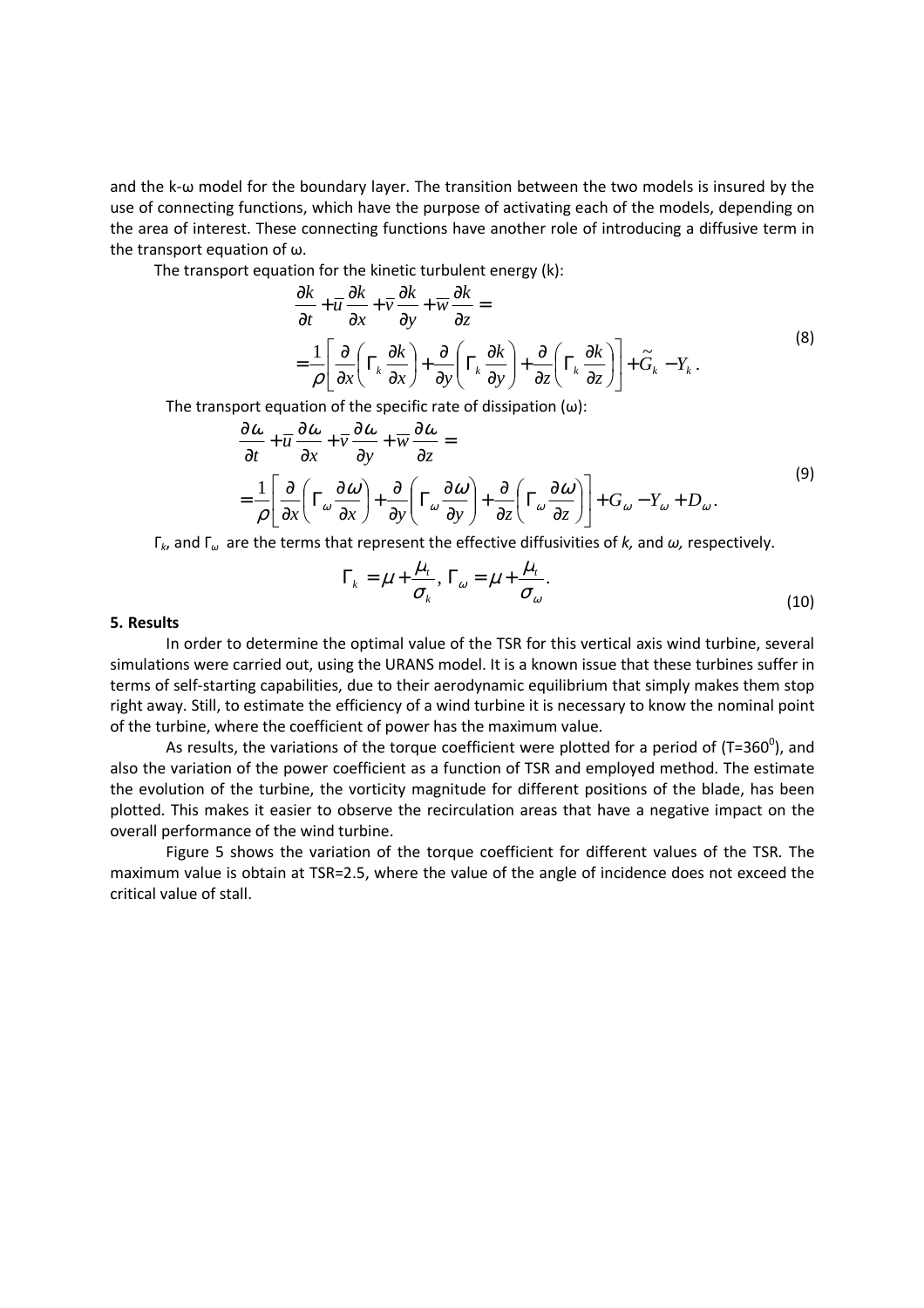and the k-ω model for the boundary layer. The transition between the two models is insured by the use of connecting functions, which have the purpose of activating each of the models, depending on the area of interest. These connecting functions have another role of introducing a diffusive term in the transport equation of ω.

The transport equation for the kinetic turbulent energy (k):

$$\frac{\partial k}{\partial t}+\overline{u}\frac{\partial k}{\partial x}+\overline{v}\frac{\partial k}{\partial y}+\overline{w}\frac{\partial k}{\partial z}= \\ =\frac{1}{\rho}\left[\frac{\partial}{\partial x}\left(\Gamma_k\frac{\partial k}{\partial x}\right)+\frac{\partial}{\partial y}\left(\Gamma_k\frac{\partial k}{\partial y}\right)+\frac{\partial}{\partial z}\left(\Gamma_k\frac{\partial k}{\partial z}\right)\right]+\tilde{G}_k-Y_k. \tag{8}$$

The transport equation of the specific rate of dissipation (ω):

$$\frac{\partial \omega}{\partial t}+\overline{u}\frac{\partial \omega}{\partial x}+\overline{v}\frac{\partial \omega}{\partial y}+\overline{w}\frac{\partial \omega}{\partial z}= \\ =\frac{1}{\rho}\left[\frac{\partial}{\partial x}\left(\Gamma_\omega\frac{\partial \omega}{\partial x}\right)+\frac{\partial}{\partial y}\left(\Gamma_\omega\frac{\partial \omega}{\partial y}\right)+\frac{\partial}{\partial z}\left(\Gamma_\omega\frac{\partial \omega}{\partial z}\right)\right]+G_\omega-Y_\omega+D_\omega. \tag{9}$$

$\Gamma_k$, and $\Gamma_\omega$ are the terms that represent the effective diffusivities of *k,* and *ω,* respectively.

$$\Gamma_k=\mu+\frac{\mu_t}{\sigma_k},\ \Gamma_\omega=\mu+\frac{\mu_t}{\sigma_\omega}. \tag{10}$$

**5. Results**

In order to determine the optimal value of the TSR for this vertical axis wind turbine, several simulations were carried out, using the URANS model. It is a known issue that these turbines suffer in terms of self-starting capabilities, due to their aerodynamic equilibrium that simply makes them stop right away. Still, to estimate the efficiency of a wind turbine it is necessary to know the nominal point of the turbine, where the coefficient of power has the maximum value.

As results, the variations of the torque coefficient were plotted for a period of ($T=360^0$), and also the variation of the power coefficient as a function of TSR and employed method. The estimate the evolution of the turbine, the vorticity magnitude for different positions of the blade, has been plotted. This makes it easier to observe the recirculation areas that have a negative impact on the overall performance of the wind turbine.

Figure 5 shows the variation of the torque coefficient for different values of the TSR. The maximum value is obtain at TSR=2.5, where the value of the angle of incidence does not exceed the critical value of stall.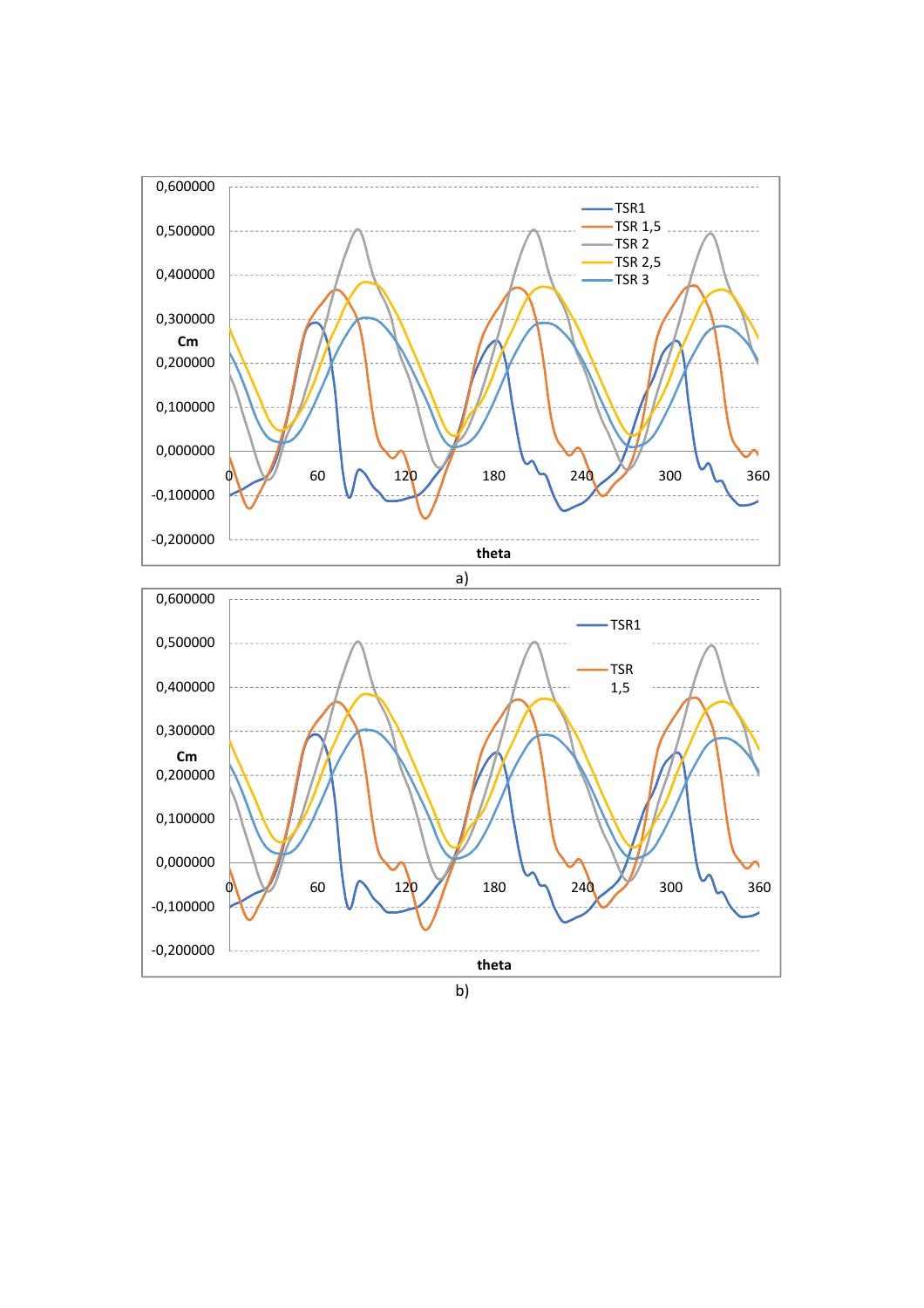a)

b)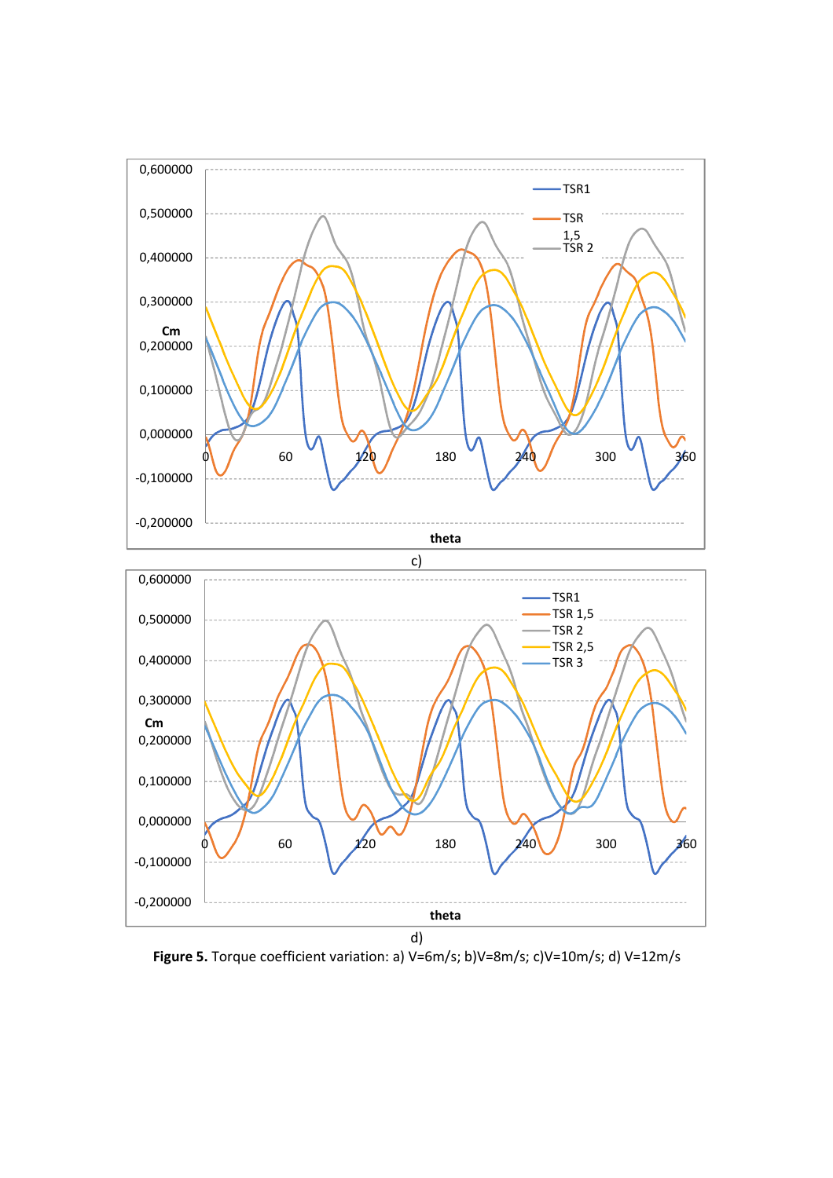c)

d)

**Figure 5.** Torque coefficient variation: a) V=6m/s; b)V=8m/s; c)V=10m/s; d) V=12m/s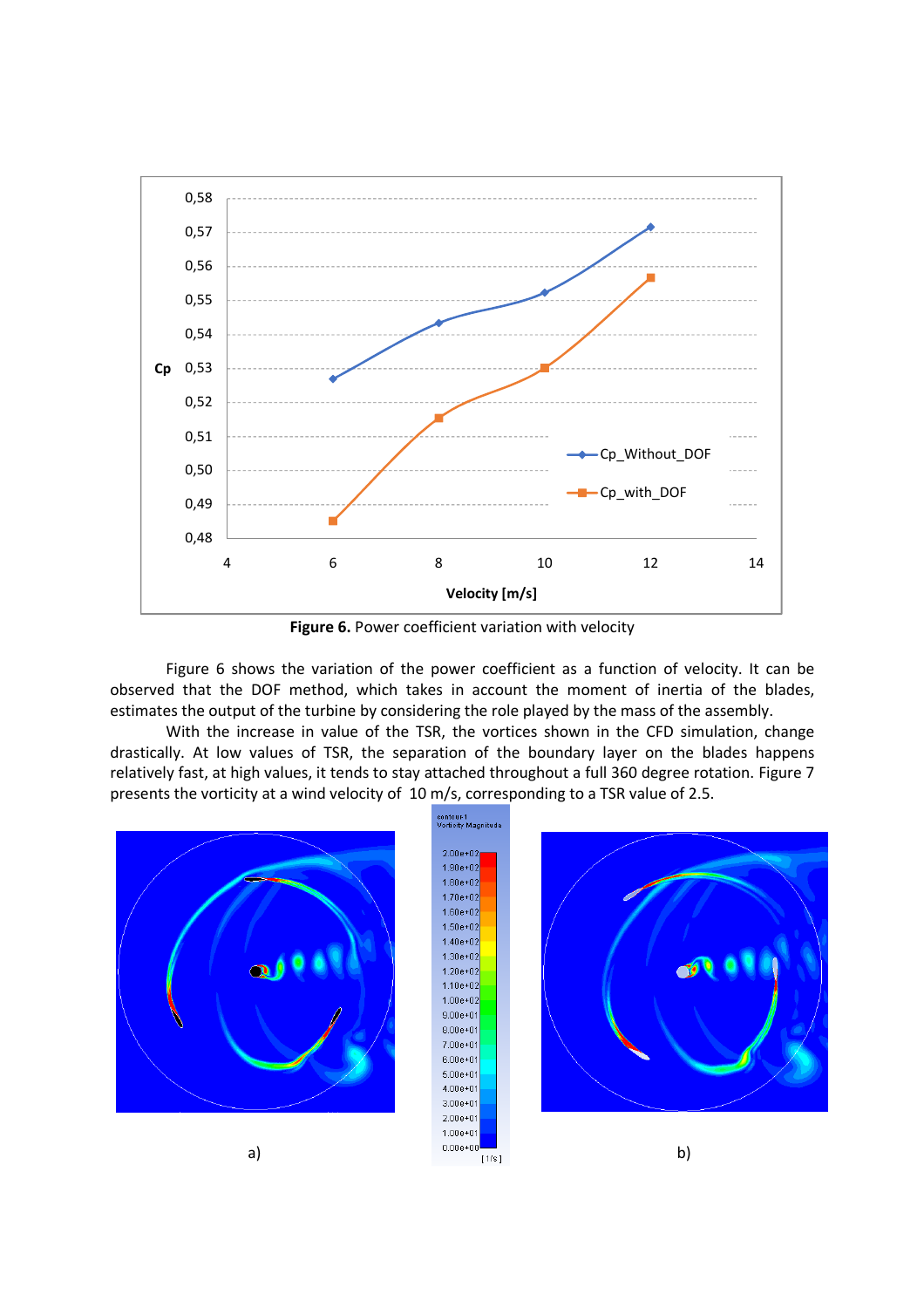**Figure 6.** Power coefficient variation with velocity

Figure 6 shows the variation of the power coefficient as a function of velocity. It can be observed that the DOF method, which takes in account the moment of inertia of the blades, estimates the output of the turbine by considering the role played by the mass of the assembly.

With the increase in value of the TSR, the vortices shown in the CFD simulation, change drastically. At low values of TSR, the separation of the boundary layer on the blades happens relatively fast, at high values, it tends to stay attached throughout a full 360 degree rotation. Figure 7 presents the vorticity at a wind velocity of 10 m/s, corresponding to a TSR value of 2.5.

a) b)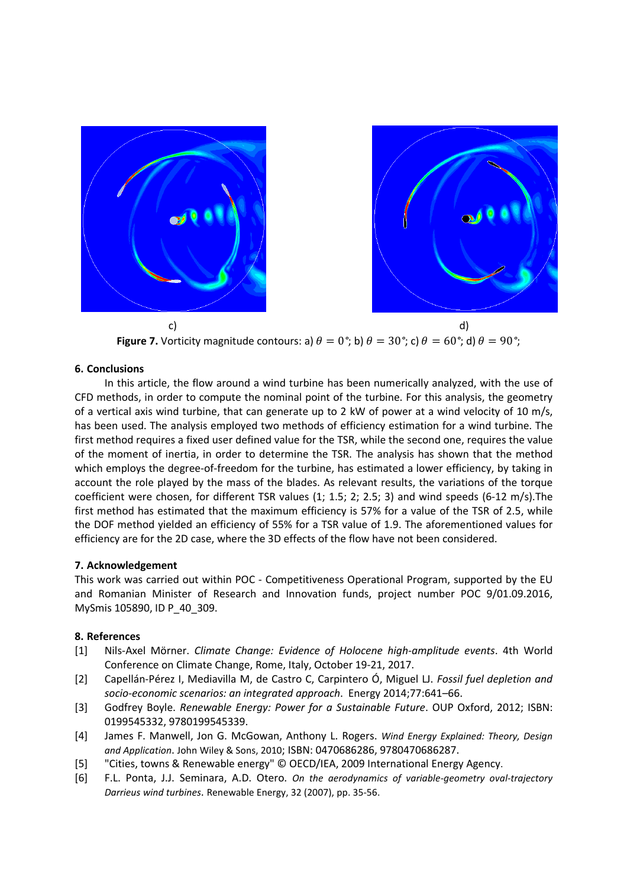c) d)

**Figure 7.** Vorticity magnitude contours: a) $\theta = 0°$; b) $\theta = 30°$; c) $\theta = 60°$; d) $\theta = 90°$;

## 6. Conclusions

In this article, the flow around a wind turbine has been numerically analyzed, with the use of CFD methods, in order to compute the nominal point of the turbine. For this analysis, the geometry of a vertical axis wind turbine, that can generate up to 2 kW of power at a wind velocity of 10 m/s, has been used. The analysis employed two methods of efficiency estimation for a wind turbine. The first method requires a fixed user defined value for the TSR, while the second one, requires the value of the moment of inertia, in order to determine the TSR. The analysis has shown that the method which employs the degree-of-freedom for the turbine, has estimated a lower efficiency, by taking in account the role played by the mass of the blades. As relevant results, the variations of the torque coefficient were chosen, for different TSR values (1; 1.5; 2; 2.5; 3) and wind speeds (6-12 m/s).The first method has estimated that the maximum efficiency is 57% for a value of the TSR of 2.5, while the DOF method yielded an efficiency of 55% for a TSR value of 1.9. The aforementioned values for efficiency are for the 2D case, where the 3D effects of the flow have not been considered.

## 7. Acknowledgement

This work was carried out within POC - Competitiveness Operational Program, supported by the EU and Romanian Minister of Research and Innovation funds, project number POC 9/01.09.2016, MySmis 105890, ID P_40_309.

## 8. References

[1] Nils-Axel Mörner. *Climate Change: Evidence of Holocene high-amplitude events*. 4th World Conference on Climate Change, Rome, Italy, October 19-21, 2017.

[2] Capellán-Pérez I, Mediavilla M, de Castro C, Carpintero Ó, Miguel LJ. *Fossil fuel depletion and socio-economic scenarios: an integrated approach*. Energy 2014;77:641–66.

[3] Godfrey Boyle. *Renewable Energy: Power for a Sustainable Future*. OUP Oxford, 2012; ISBN: 0199545332, 9780199545339.

[4] James F. Manwell, Jon G. McGowan, Anthony L. Rogers. *Wind Energy Explained: Theory, Design and Application*. John Wiley & Sons, 2010; ISBN: 0470686286, 9780470686287.

[5] "Cities, towns & Renewable energy" © OECD/IEA, 2009 International Energy Agency.

[6] F.L. Ponta, J.J. Seminara, A.D. Otero. *On the aerodynamics of variable-geometry oval-trajectory Darrieus wind turbines*. Renewable Energy, 32 (2007), pp. 35-56.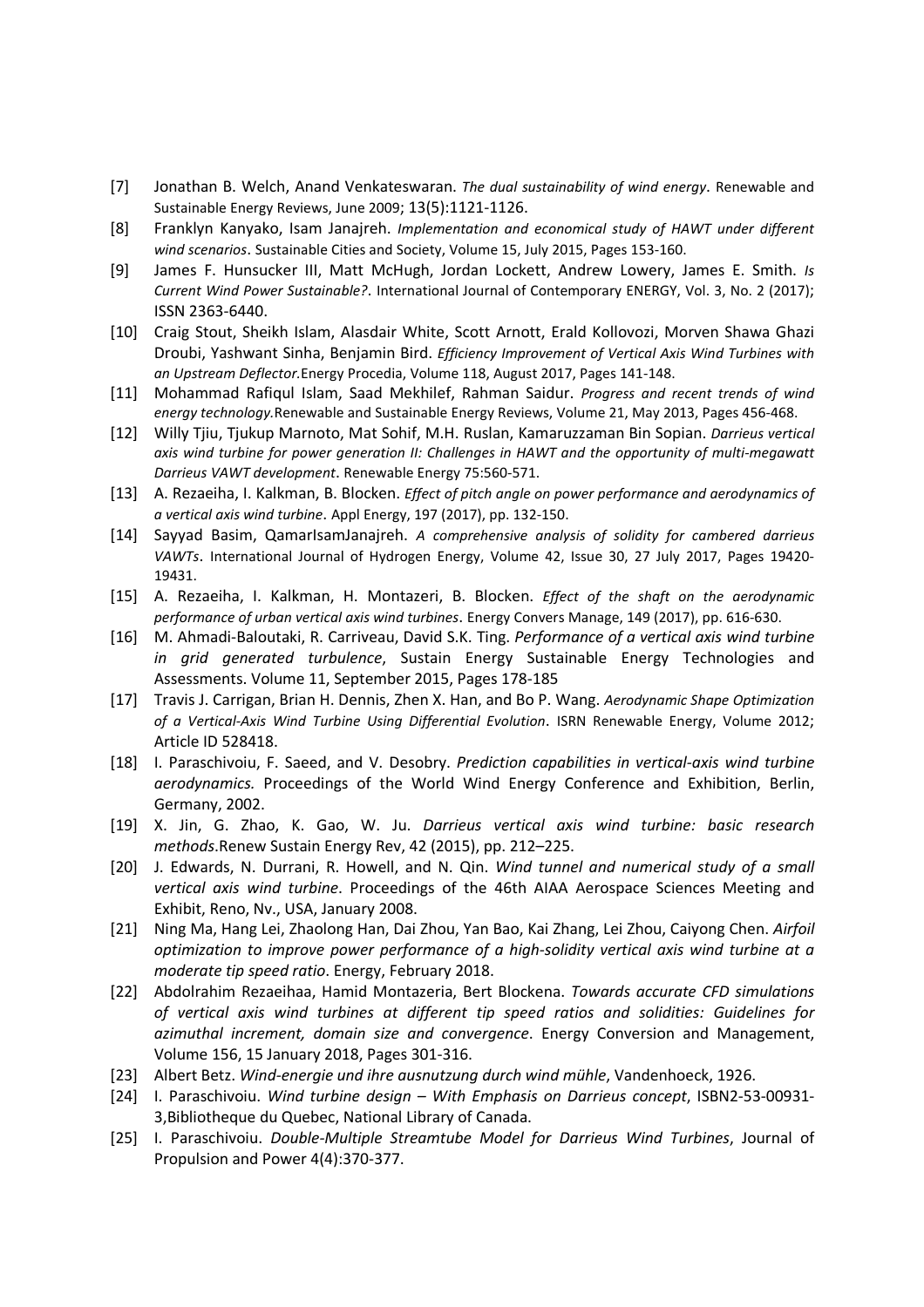[7] Jonathan B. Welch, Anand Venkateswaran. *The dual sustainability of wind energy*. Renewable and Sustainable Energy Reviews, June 2009; 13(5):1121-1126.

[8] Franklyn Kanyako, Isam Janajreh. *Implementation and economical study of HAWT under different wind scenarios*. Sustainable Cities and Society, Volume 15, July 2015, Pages 153-160.

[9] James F. Hunsucker III, Matt McHugh, Jordan Lockett, Andrew Lowery, James E. Smith. *Is Current Wind Power Sustainable?*. International Journal of Contemporary ENERGY, Vol. 3, No. 2 (2017); ISSN 2363-6440.

[10] Craig Stout, Sheikh Islam, Alasdair White, Scott Arnott, Erald Kollovozi, Morven Shawa Ghazi Droubi, Yashwant Sinha, Benjamin Bird. *Efficiency Improvement of Vertical Axis Wind Turbines with an Upstream Deflector.*Energy Procedia, Volume 118, August 2017, Pages 141-148.

[11] Mohammad Rafiqul Islam, Saad Mekhilef, Rahman Saidur. *Progress and recent trends of wind energy technology.*Renewable and Sustainable Energy Reviews, Volume 21, May 2013, Pages 456-468.

[12] Willy Tjiu, Tjukup Marnoto, Mat Sohif, M.H. Ruslan, Kamaruzzaman Bin Sopian. *Darrieus vertical axis wind turbine for power generation II: Challenges in HAWT and the opportunity of multi-megawatt Darrieus VAWT development*. Renewable Energy 75:560-571.

[13] A. Rezaeiha, I. Kalkman, B. Blocken. *Effect of pitch angle on power performance and aerodynamics of a vertical axis wind turbine*. Appl Energy, 197 (2017), pp. 132-150.

[14] Sayyad Basim, QamarIsamJanajreh. *A comprehensive analysis of solidity for cambered darrieus VAWTs*. International Journal of Hydrogen Energy, Volume 42, Issue 30, 27 July 2017, Pages 19420-19431.

[15] A. Rezaeiha, I. Kalkman, H. Montazeri, B. Blocken. *Effect of the shaft on the aerodynamic performance of urban vertical axis wind turbines*. Energy Convers Manage, 149 (2017), pp. 616-630.

[16] M. Ahmadi-Baloutaki, R. Carriveau, David S.K. Ting. *Performance of a vertical axis wind turbine in grid generated turbulence*, Sustain Energy Sustainable Energy Technologies and Assessments. Volume 11, September 2015, Pages 178-185

[17] Travis J. Carrigan, Brian H. Dennis, Zhen X. Han, and Bo P. Wang. *Aerodynamic Shape Optimization of a Vertical-Axis Wind Turbine Using Differential Evolution*. ISRN Renewable Energy, Volume 2012; Article ID 528418.

[18] I. Paraschivoiu, F. Saeed, and V. Desobry. *Prediction capabilities in vertical-axis wind turbine aerodynamics.* Proceedings of the World Wind Energy Conference and Exhibition, Berlin, Germany, 2002.

[19] X. Jin, G. Zhao, K. Gao, W. Ju. *Darrieus vertical axis wind turbine: basic research methods*.Renew Sustain Energy Rev, 42 (2015), pp. 212–225.

[20] J. Edwards, N. Durrani, R. Howell, and N. Qin. *Wind tunnel and numerical study of a small vertical axis wind turbine*. Proceedings of the 46th AIAA Aerospace Sciences Meeting and Exhibit, Reno, Nv., USA, January 2008.

[21] Ning Ma, Hang Lei, Zhaolong Han, Dai Zhou, Yan Bao, Kai Zhang, Lei Zhou, Caiyong Chen. *Airfoil optimization to improve power performance of a high-solidity vertical axis wind turbine at a moderate tip speed ratio*. Energy, February 2018.

[22] Abdolrahim Rezaeihaa, Hamid Montazeria, Bert Blockena. *Towards accurate CFD simulations of vertical axis wind turbines at different tip speed ratios and solidities: Guidelines for azimuthal increment, domain size and convergence*. Energy Conversion and Management, Volume 156, 15 January 2018, Pages 301-316.

[23] Albert Betz. *Wind-energie und ihre ausnutzung durch wind mühle*, Vandenhoeck, 1926.

[24] I. Paraschivoiu. *Wind turbine design – With Emphasis on Darrieus concept*, ISBN2-53-00931-3,Bibliotheque du Quebec, National Library of Canada.

[25] I. Paraschivoiu. *Double-Multiple Streamtube Model for Darrieus Wind Turbines*, Journal of Propulsion and Power 4(4):370-377.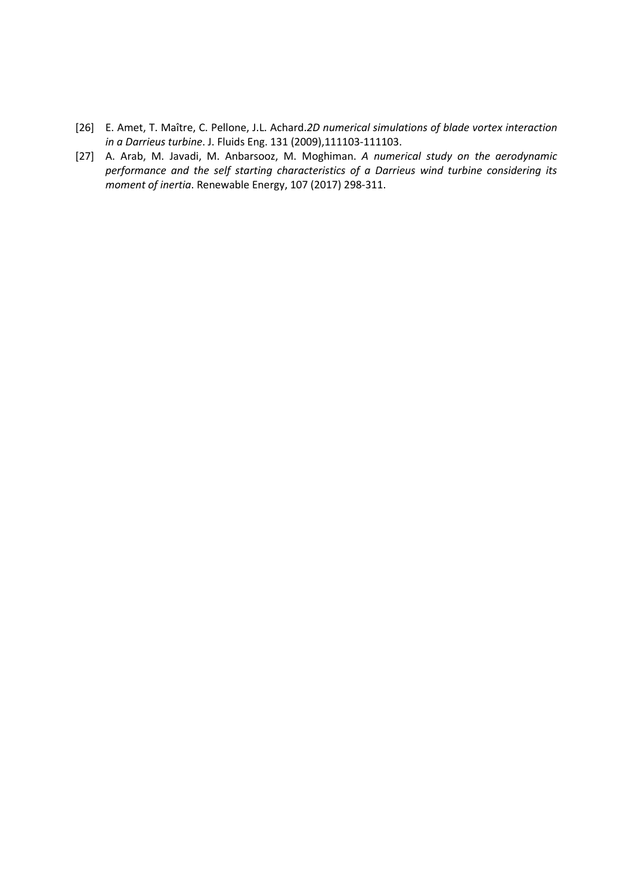[26] E. Amet, T. Maître, C. Pellone, J.L. Achard.*2D numerical simulations of blade vortex interaction in a Darrieus turbine*. J. Fluids Eng. 131 (2009),111103-111103.

[27] A. Arab, M. Javadi, M. Anbarsooz, M. Moghiman. *A numerical study on the aerodynamic performance and the self starting characteristics of a Darrieus wind turbine considering its moment of inertia*. Renewable Energy, 107 (2017) 298-311.